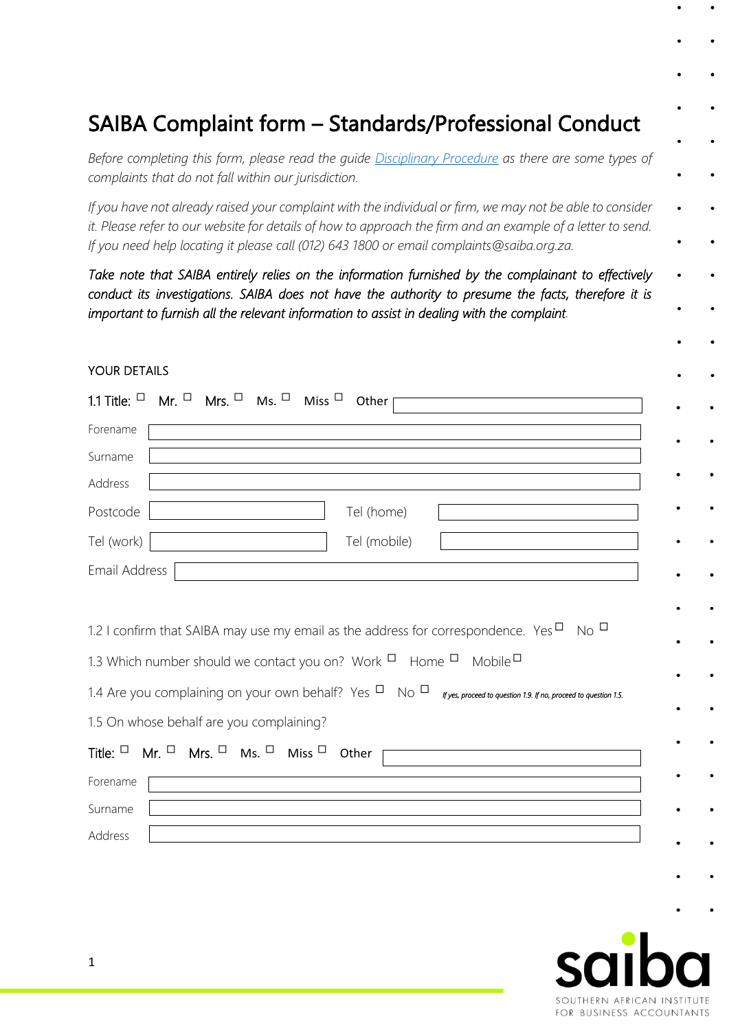# SAIBA Complaint form – Standards/Professional Conduct

*Before completing this form, please read the guide [Disciplinary Procedure]() as there are some types of complaints that do not fall within our jurisdiction.*

*If you have not already raised your complaint with the individual or firm, we may not be able to consider it. Please refer to our website for details of how to approach the firm and an example of a letter to send. If you need help locating it please call (012) 643 1800 or email complaints@saiba.org.za.*

*Take note that SAIBA entirely relies on the information furnished by the complainant to effectively conduct its investigations. SAIBA does not have the authority to presume the facts, therefore it is important to furnish all the relevant information to assist in dealing with the complaint.*

YOUR DETAILS

1.1 Title: ☐ Mr. ☐ Mrs. ☐ Ms. ☐ Miss ☐ Other ____________

Forename ____________

Surname ____________

Address ____________

Postcode ____________ Tel (home) ____________

Tel (work) ____________ Tel (mobile) ____________

Email Address ____________

1.2 I confirm that SAIBA may use my email as the address for correspondence. Yes ☐ No ☐

1.3 Which number should we contact you on? Work ☐ Home ☐ Mobile ☐

1.4 Are you complaining on your own behalf? Yes ☐ No ☐ *If yes, proceed to question 1.9. If no, proceed to question 1.5.*

1.5 On whose behalf are you complaining?

Title: ☐ Mr. ☐ Mrs. ☐ Ms. ☐ Miss ☐ Other ____________

Forename ____________

Surname ____________

Address ____________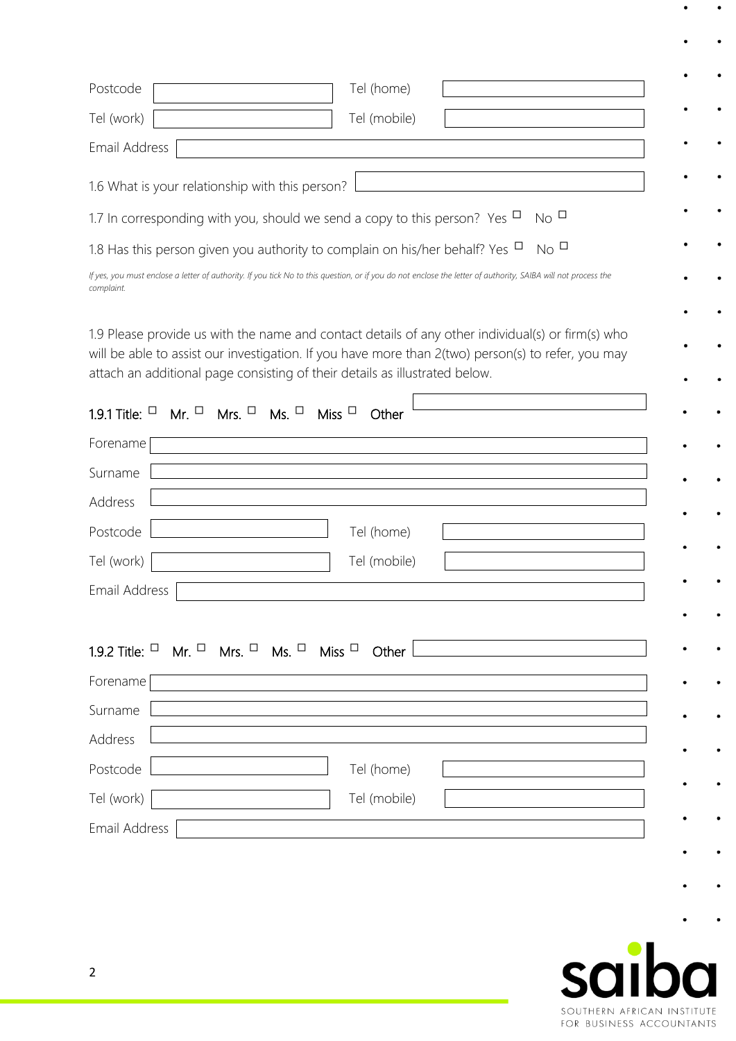Postcode ______________________ Tel (home) ______________________

Tel (work) ______________________ Tel (mobile) ______________________

Email Address ______________________________________________

1.6 What is your relationship with this person? ______________________

1.7 In corresponding with you, should we send a copy to this person? Yes ☐ No ☐

1.8 Has this person given you authority to complain on his/her behalf? Yes ☐ No ☐

*If yes, you must enclose a letter of authority. If you tick No to this question, or if you do not enclose the letter of authority, SAIBA will not process the complaint.*

1.9 Please provide us with the name and contact details of any other individual(s) or firm(s) who will be able to assist our investigation. If you have more than 2(two) person(s) to refer, you may attach an additional page consisting of their details as illustrated below.

1.9.1 Title: ☐ Mr. ☐ Mrs. ☐ Ms. ☐ Miss ☐ Other ______________________

Forename ______________________________________________

Surname ______________________________________________

Address ______________________________________________

Postcode ______________________ Tel (home) ______________________

Tel (work) ______________________ Tel (mobile) ______________________

Email Address ______________________________________________

1.9.2 Title: ☐ Mr. ☐ Mrs. ☐ Ms. ☐ Miss ☐ Other ______________________

Forename ______________________________________________

Surname ______________________________________________

Address ______________________________________________

Postcode ______________________ Tel (home) ______________________

Tel (work) ______________________ Tel (mobile) ______________________

Email Address ______________________________________________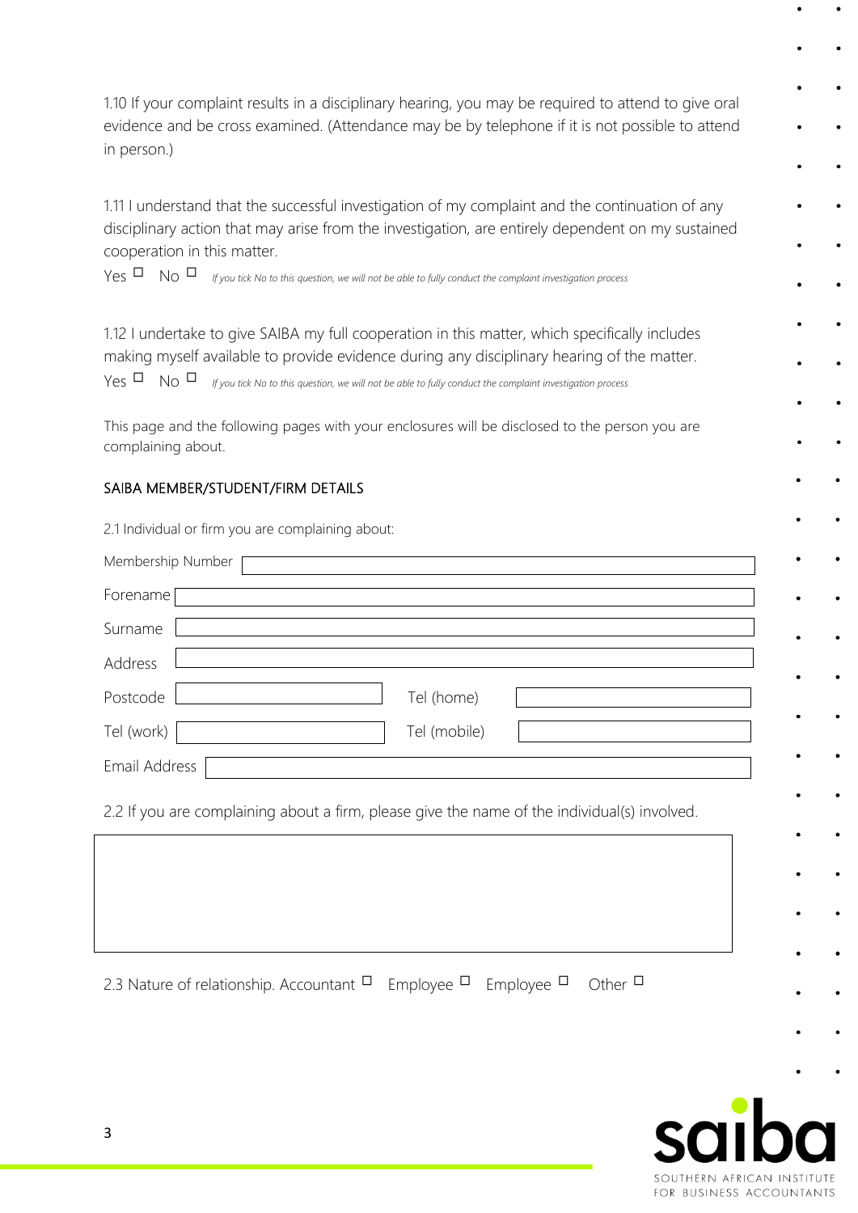1.10 If your complaint results in a disciplinary hearing, you may be required to attend to give oral evidence and be cross examined. (Attendance may be by telephone if it is not possible to attend in person.)

1.11 I understand that the successful investigation of my complaint and the continuation of any disciplinary action that may arise from the investigation, are entirely dependent on my sustained cooperation in this matter.

Yes ☐ No ☐ *If you tick No to this question, we will not be able to fully conduct the complaint investigation process*

1.12 I undertake to give SAIBA my full cooperation in this matter, which specifically includes making myself available to provide evidence during any disciplinary hearing of the matter.

Yes ☐ No ☐ *If you tick No to this question, we will not be able to fully conduct the complaint investigation process*

This page and the following pages with your enclosures will be disclosed to the person you are complaining about.

## SAIBA MEMBER/STUDENT/FIRM DETAILS

2.1 Individual or firm you are complaining about:

Membership Number ____________________

Forename ____________________

Surname ____________________

Address ____________________

Postcode ____________________ Tel (home) ____________________

Tel (work) ____________________ Tel (mobile) ____________________

Email Address ____________________

2.2 If you are complaining about a firm, please give the name of the individual(s) involved.

____________________

2.3 Nature of relationship. Accountant ☐ Employee ☐ Employee ☐ Other ☐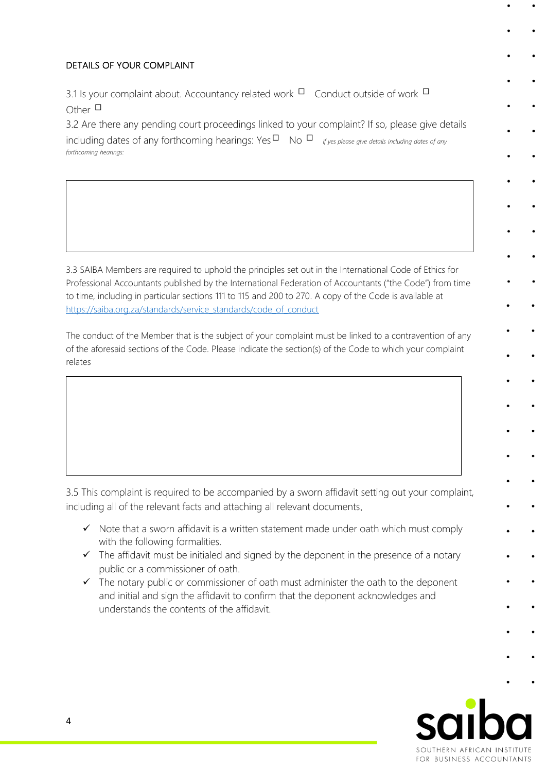## DETAILS OF YOUR COMPLAINT

3.1 Is your complaint about. Accountancy related work ☐ Conduct outside of work ☐ Other ☐

3.2 Are there any pending court proceedings linked to your complaint? If so, please give details including dates of any forthcoming hearings: Yes ☐ No ☐ *if yes please give details including dates of any forthcoming hearings:*

| |
|---|
| |

3.3 SAIBA Members are required to uphold the principles set out in the International Code of Ethics for Professional Accountants published by the International Federation of Accountants ("the Code") from time to time, including in particular sections 111 to 115 and 200 to 270. A copy of the Code is available at [https://saiba.org.za/standards/service_standards/code_of_conduct](https://saiba.org.za/standards/service_standards/code_of_conduct)

The conduct of the Member that is the subject of your complaint must be linked to a contravention of any of the aforesaid sections of the Code. Please indicate the section(s) of the Code to which your complaint relates

| |
|---|
| |

3.5 This complaint is required to be accompanied by a sworn affidavit setting out your complaint, including all of the relevant facts and attaching all relevant documents.

- ✓ Note that a sworn affidavit is a written statement made under oath which must comply with the following formalities.
- ✓ The affidavit must be initialed and signed by the deponent in the presence of a notary public or a commissioner of oath.
- ✓ The notary public or commissioner of oath must administer the oath to the deponent and initial and sign the affidavit to confirm that the deponent acknowledges and understands the contents of the affidavit.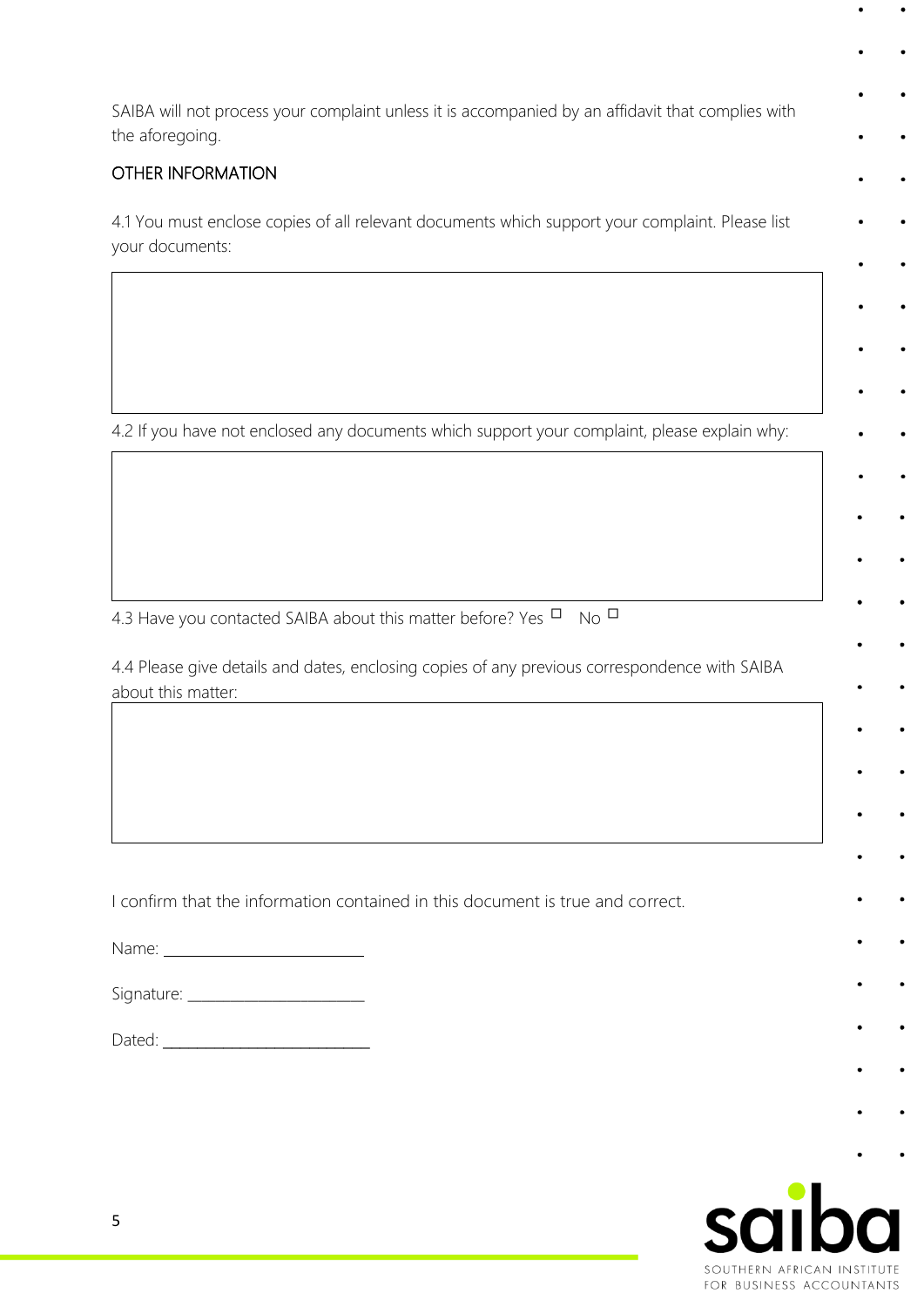SAIBA will not process your complaint unless it is accompanied by an affidavit that complies with the aforegoing.

## OTHER INFORMATION

4.1 You must enclose copies of all relevant documents which support your complaint. Please list your documents:

|   |
|---|
|   |

4.2 If you have not enclosed any documents which support your complaint, please explain why:

|   |
|---|
|   |

4.3 Have you contacted SAIBA about this matter before? Yes ☐ No ☐

4.4 Please give details and dates, enclosing copies of any previous correspondence with SAIBA about this matter:

|   |
|---|
|   |

I confirm that the information contained in this document is true and correct.

Name: ______________________

Signature: ____________________

Dated: _______________________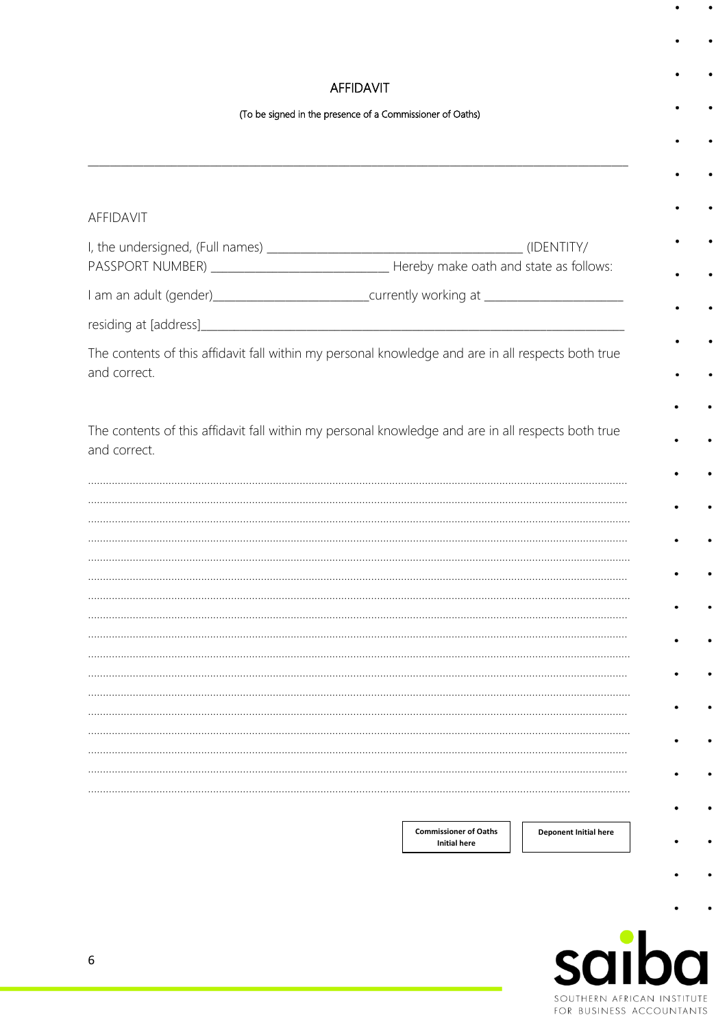# AFFIDAVIT

(To be signed in the presence of a Commissioner of Oaths)

---

AFFIDAVIT

I, the undersigned, (Full names) ________________________________________ (IDENTITY/ PASSPORT NUMBER) ____________________________ Hereby make oath and state as follows:

I am an adult (gender)________________________currently working at _______________________

residing at [address]_________________________________________________________________

The contents of this affidavit fall within my personal knowledge and are in all respects both true and correct.

The contents of this affidavit fall within my personal knowledge and are in all respects both true and correct.

.....................................................................................................................................................................

.....................................................................................................................................................................

.....................................................................................................................................................................

.....................................................................................................................................................................

.....................................................................................................................................................................

.....................................................................................................................................................................

.....................................................................................................................................................................

.....................................................................................................................................................................

.....................................................................................................................................................................

.....................................................................................................................................................................

.....................................................................................................................................................................

.....................................................................................................................................................................

.....................................................................................................................................................................

.....................................................................................................................................................................

.....................................................................................................................................................................

.....................................................................................................................................................................

.....................................................................................................................................................................

| **Commissioner of Oaths Initial here** | **Deponent Initial here** |
|---|---|
| | |

SOUTHERN AFRICAN INSTITUTE FOR BUSINESS ACCOUNTANTS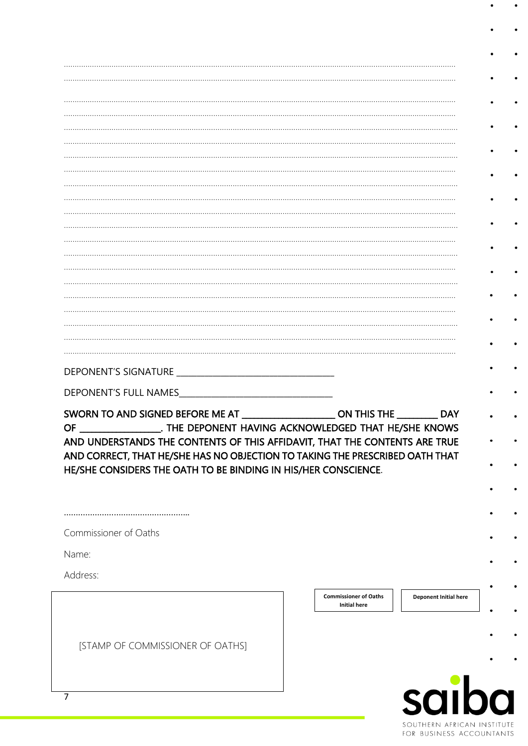………………………………………………………………………………………………………………………………………………………………

………………………………………………………………………………………………………………………………………………………………

………………………………………………………………………………………………………………………………………………………………

………………………………………………………………………………………………………………………………………………………………

………………………………………………………………………………………………………………………………………………………………

………………………………………………………………………………………………………………………………………………………………

………………………………………………………………………………………………………………………………………………………………

………………………………………………………………………………………………………………………………………………………………

………………………………………………………………………………………………………………………………………………………………

………………………………………………………………………………………………………………………………………………………………

………………………………………………………………………………………………………………………………………………………………

………………………………………………………………………………………………………………………………………………………………

………………………………………………………………………………………………………………………………………………………………

………………………………………………………………………………………………………………………………………………………………

………………………………………………………………………………………………………………………………………………………………

………………………………………………………………………………………………………………………………………………………………

………………………………………………………………………………………………………………………………………………………………

………………………………………………………………………………………………………………………………………………………………

………………………………………………………………………………………………………………………………………………………………

………………………………………………………………………………………………………………………………………………………………

………………………………………………………………………………………………………………………………………………………………

DEPONENT'S SIGNATURE ___________________________________

DEPONENT'S FULL NAMES___________________________________

**SWORN TO AND SIGNED BEFORE ME AT ____________________ ON THIS THE _________ DAY OF _________________. THE DEPONENT HAVING ACKNOWLEDGED THAT HE/SHE KNOWS AND UNDERSTANDS THE CONTENTS OF THIS AFFIDAVIT, THAT THE CONTENTS ARE TRUE AND CORRECT, THAT HE/SHE HAS NO OBJECTION TO TAKING THE PRESCRIBED OATH THAT HE/SHE CONSIDERS THE OATH TO BE BINDING IN HIS/HER CONSCIENCE.**

…………………………………………………

Commissioner of Oaths

Name:

Address:

[STAMP OF COMMISSIONER OF OATHS]

**Commissioner of Oaths Initial here**

**Deponent Initial here**

saiba
SOUTHERN AFRICAN INSTITUTE FOR BUSINESS ACCOUNTANTS